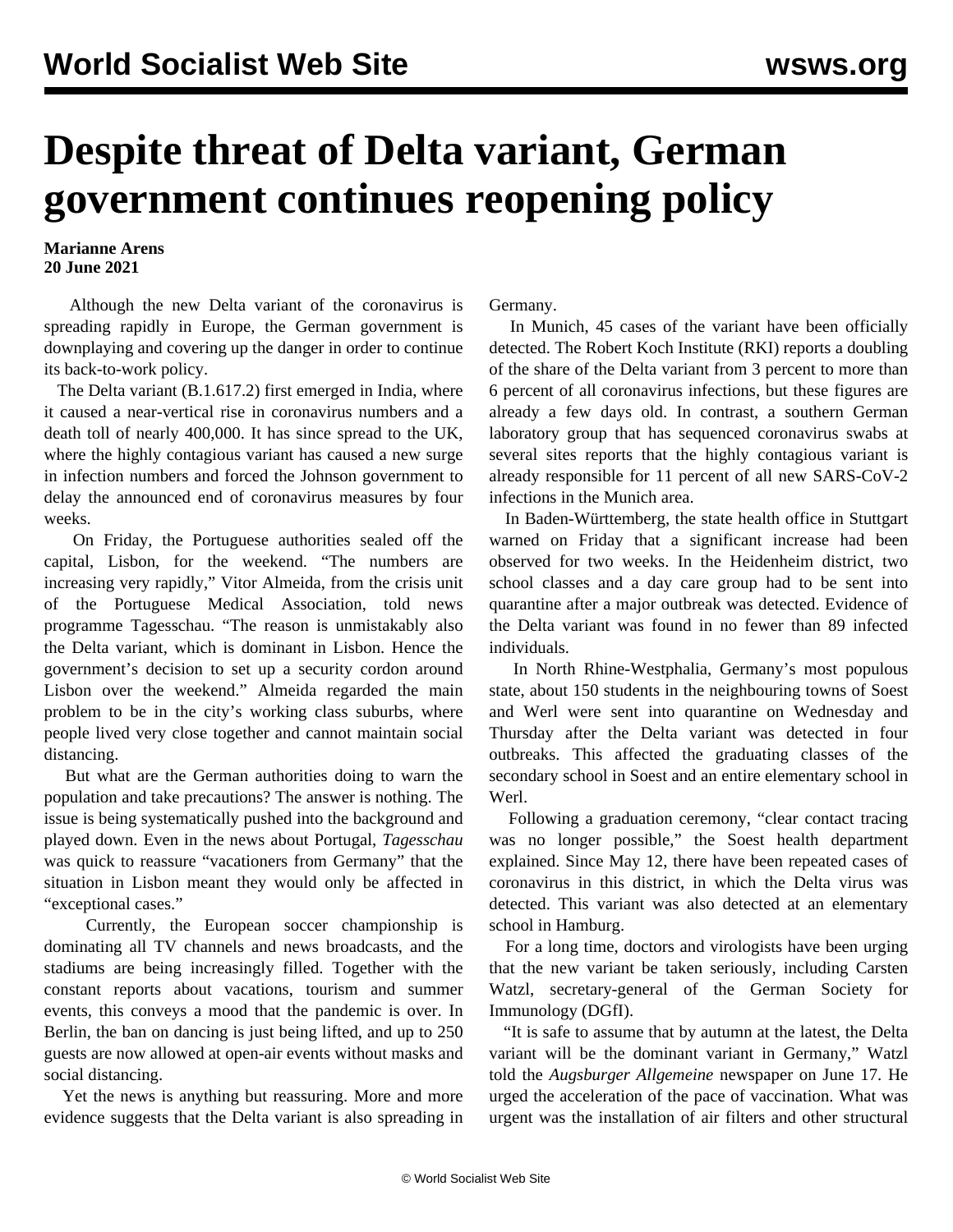# Despite threat of Delta variant, German government continues reopening policy

**Marianne Arens**
**20 June 2021**

Although the new Delta variant of the coronavirus is spreading rapidly in Europe, the German government is downplaying and covering up the danger in order to continue its back-to-work policy.

The Delta variant (B.1.617.2) first emerged in India, where it caused a near-vertical rise in coronavirus numbers and a death toll of nearly 400,000. It has since spread to the UK, where the highly contagious variant has caused a new surge in infection numbers and forced the Johnson government to delay the announced end of coronavirus measures by four weeks.

On Friday, the Portuguese authorities sealed off the capital, Lisbon, for the weekend. "The numbers are increasing very rapidly," Vitor Almeida, from the crisis unit of the Portuguese Medical Association, told news programme Tagesschau. "The reason is unmistakably also the Delta variant, which is dominant in Lisbon. Hence the government's decision to set up a security cordon around Lisbon over the weekend." Almeida regarded the main problem to be in the city's working class suburbs, where people lived very close together and cannot maintain social distancing.

But what are the German authorities doing to warn the population and take precautions? The answer is nothing. The issue is being systematically pushed into the background and played down. Even in the news about Portugal, *Tagesschau* was quick to reassure "vacationers from Germany" that the situation in Lisbon meant they would only be affected in "exceptional cases."

Currently, the European soccer championship is dominating all TV channels and news broadcasts, and the stadiums are being increasingly filled. Together with the constant reports about vacations, tourism and summer events, this conveys a mood that the pandemic is over. In Berlin, the ban on dancing is just being lifted, and up to 250 guests are now allowed at open-air events without masks and social distancing.

Yet the news is anything but reassuring. More and more evidence suggests that the Delta variant is also spreading in Germany.

In Munich, 45 cases of the variant have been officially detected. The Robert Koch Institute (RKI) reports a doubling of the share of the Delta variant from 3 percent to more than 6 percent of all coronavirus infections, but these figures are already a few days old. In contrast, a southern German laboratory group that has sequenced coronavirus swabs at several sites reports that the highly contagious variant is already responsible for 11 percent of all new SARS-CoV-2 infections in the Munich area.

In Baden-Württemberg, the state health office in Stuttgart warned on Friday that a significant increase had been observed for two weeks. In the Heidenheim district, two school classes and a day care group had to be sent into quarantine after a major outbreak was detected. Evidence of the Delta variant was found in no fewer than 89 infected individuals.

In North Rhine-Westphalia, Germany's most populous state, about 150 students in the neighbouring towns of Soest and Werl were sent into quarantine on Wednesday and Thursday after the Delta variant was detected in four outbreaks. This affected the graduating classes of the secondary school in Soest and an entire elementary school in Werl.

Following a graduation ceremony, "clear contact tracing was no longer possible," the Soest health department explained. Since May 12, there have been repeated cases of coronavirus in this district, in which the Delta virus was detected. This variant was also detected at an elementary school in Hamburg.

For a long time, doctors and virologists have been urging that the new variant be taken seriously, including Carsten Watzl, secretary-general of the German Society for Immunology (DGfI).

"It is safe to assume that by autumn at the latest, the Delta variant will be the dominant variant in Germany," Watzl told the *Augsburger Allgemeine* newspaper on June 17. He urged the acceleration of the pace of vaccination. What was urgent was the installation of air filters and other structural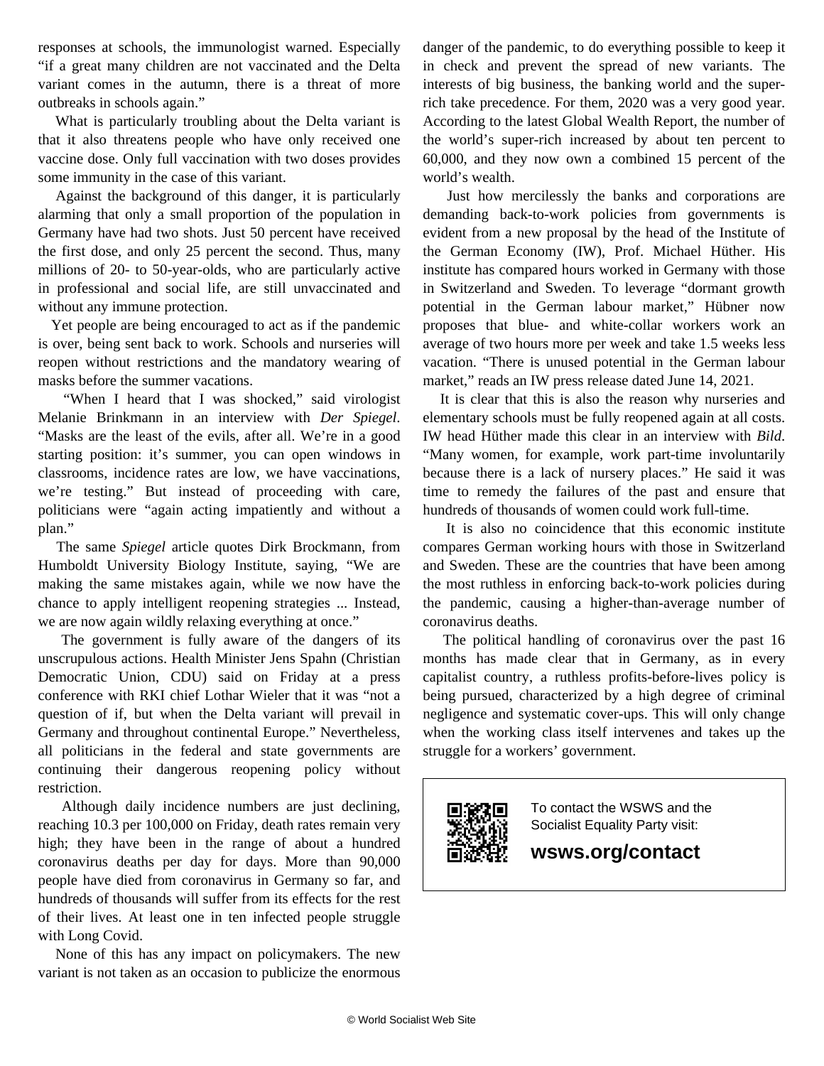responses at schools, the immunologist warned. Especially "if a great many children are not vaccinated and the Delta variant comes in the autumn, there is a threat of more outbreaks in schools again."

What is particularly troubling about the Delta variant is that it also threatens people who have only received one vaccine dose. Only full vaccination with two doses provides some immunity in the case of this variant.

Against the background of this danger, it is particularly alarming that only a small proportion of the population in Germany have had two shots. Just 50 percent have received the first dose, and only 25 percent the second. Thus, many millions of 20- to 50-year-olds, who are particularly active in professional and social life, are still unvaccinated and without any immune protection.

Yet people are being encouraged to act as if the pandemic is over, being sent back to work. Schools and nurseries will reopen without restrictions and the mandatory wearing of masks before the summer vacations.

"When I heard that I was shocked," said virologist Melanie Brinkmann in an interview with *Der Spiegel*. "Masks are the least of the evils, after all. We're in a good starting position: it's summer, you can open windows in classrooms, incidence rates are low, we have vaccinations, we're testing." But instead of proceeding with care, politicians were "again acting impatiently and without a plan."

The same *Spiegel* article quotes Dirk Brockmann, from Humboldt University Biology Institute, saying, "We are making the same mistakes again, while we now have the chance to apply intelligent reopening strategies ... Instead, we are now again wildly relaxing everything at once."

The government is fully aware of the dangers of its unscrupulous actions. Health Minister Jens Spahn (Christian Democratic Union, CDU) said on Friday at a press conference with RKI chief Lothar Wieler that it was "not a question of if, but when the Delta variant will prevail in Germany and throughout continental Europe." Nevertheless, all politicians in the federal and state governments are continuing their dangerous reopening policy without restriction.

Although daily incidence numbers are just declining, reaching 10.3 per 100,000 on Friday, death rates remain very high; they have been in the range of about a hundred coronavirus deaths per day for days. More than 90,000 people have died from coronavirus in Germany so far, and hundreds of thousands will suffer from its effects for the rest of their lives. At least one in ten infected people struggle with Long Covid.

None of this has any impact on policymakers. The new variant is not taken as an occasion to publicize the enormous danger of the pandemic, to do everything possible to keep it in check and prevent the spread of new variants. The interests of big business, the banking world and the super-rich take precedence. For them, 2020 was a very good year. According to the latest Global Wealth Report, the number of the world's super-rich increased by about ten percent to 60,000, and they now own a combined 15 percent of the world's wealth.

Just how mercilessly the banks and corporations are demanding back-to-work policies from governments is evident from a new proposal by the head of the Institute of the German Economy (IW), Prof. Michael Hüther. His institute has compared hours worked in Germany with those in Switzerland and Sweden. To leverage "dormant growth potential in the German labour market," Hübner now proposes that blue- and white-collar workers work an average of two hours more per week and take 1.5 weeks less vacation. "There is unused potential in the German labour market," reads an IW press release dated June 14, 2021.

It is clear that this is also the reason why nurseries and elementary schools must be fully reopened again at all costs. IW head Hüther made this clear in an interview with *Bild*. "Many women, for example, work part-time involuntarily because there is a lack of nursery places." He said it was time to remedy the failures of the past and ensure that hundreds of thousands of women could work full-time.

It is also no coincidence that this economic institute compares German working hours with those in Switzerland and Sweden. These are the countries that have been among the most ruthless in enforcing back-to-work policies during the pandemic, causing a higher-than-average number of coronavirus deaths.

The political handling of coronavirus over the past 16 months has made clear that in Germany, as in every capitalist country, a ruthless profits-before-lives policy is being pursued, characterized by a high degree of criminal negligence and systematic cover-ups. This will only change when the working class itself intervenes and takes up the struggle for a workers' government.

To contact the WSWS and the Socialist Equality Party visit:

**wsws.org/contact**